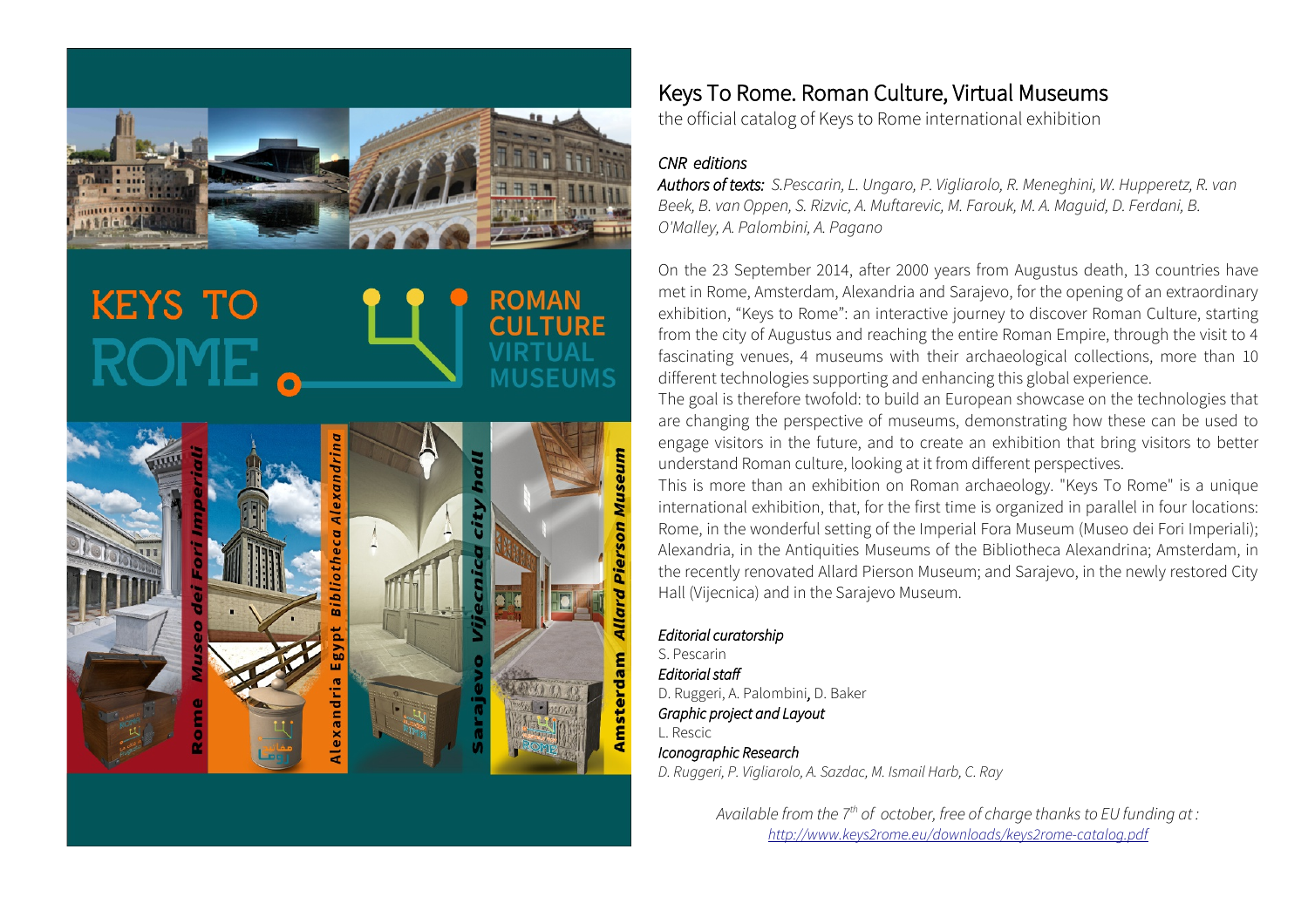# Keys To Rome. Roman Culture, Virtual Museums

the official catalog of Keys to Rome international exhibition

*CNR editions*

***Authors of texts:*** *S.Pescarin, L. Ungaro, P. Vigliarolo, R. Meneghini, W. Hupperetz, R. van Beek, B. van Oppen, S. Rizvic, A. Muftarevic, M. Farouk, M. A. Maguid, D. Ferdani, B. O'Malley, A. Palombini, A. Pagano*

On the 23 September 2014, after 2000 years from Augustus death, 13 countries have met in Rome, Amsterdam, Alexandria and Sarajevo, for the opening of an extraordinary exhibition, "Keys to Rome": an interactive journey to discover Roman Culture, starting from the city of Augustus and reaching the entire Roman Empire, through the visit to 4 fascinating venues, 4 museums with their archaeological collections, more than 10 different technologies supporting and enhancing this global experience.

The goal is therefore twofold: to build an European showcase on the technologies that are changing the perspective of museums, demonstrating how these can be used to engage visitors in the future, and to create an exhibition that bring visitors to better understand Roman culture, looking at it from different perspectives.

This is more than an exhibition on Roman archaeology. "Keys To Rome" is a unique international exhibition, that, for the first time is organized in parallel in four locations: Rome, in the wonderful setting of the Imperial Fora Museum (Museo dei Fori Imperiali); Alexandria, in the Antiquities Museums of the Bibliotheca Alexandrina; Amsterdam, in the recently renovated Allard Pierson Museum; and Sarajevo, in the newly restored City Hall (Vijecnica) and in the Sarajevo Museum.

***Editorial curatorship***
S. Pescarin
***Editorial staff***
D. Ruggeri, A. Palombini, D. Baker
***Graphic project and Layout***
L. Rescic
***Iconographic Research***
*D. Ruggeri, P. Vigliarolo, A. Sazdac, M. Ismail Harb, C. Ray*

*Available from the 7th of october, free of charge thanks to EU funding at :*
*http://www.keys2rome.eu/downloads/keys2rome-catalog.pdf*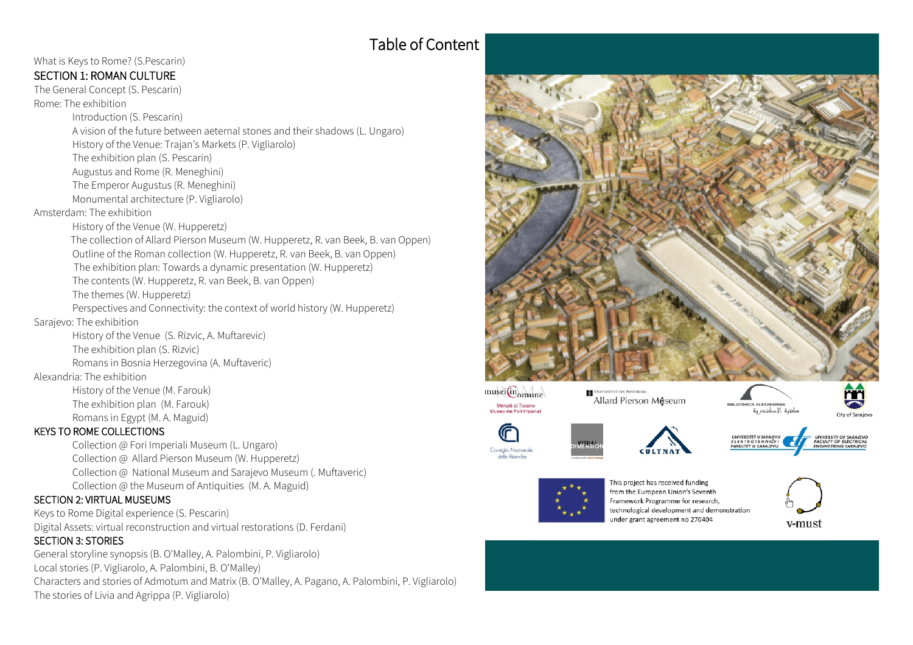# Table of Content

What is Keys to Rome? (S.Pescarin)

## SECTION 1: ROMAN CULTURE

The General Concept (S. Pescarin)

Rome: The exhibition

- Introduction (S. Pescarin)
- A vision of the future between aeternal stones and their shadows (L. Ungaro)
- History of the Venue: Trajan's Markets (P. Vigliarolo)
- The exhibition plan (S. Pescarin)
- Augustus and Rome (R. Meneghini)
- The Emperor Augustus (R. Meneghini)
- Monumental architecture (P. Vigliarolo)

Amsterdam: The exhibition

- History of the Venue (W. Hupperetz)
- The collection of Allard Pierson Museum (W. Hupperetz, R. van Beek, B. van Oppen)
- Outline of the Roman collection (W. Hupperetz, R. van Beek, B. van Oppen)
- The exhibition plan: Towards a dynamic presentation (W. Hupperetz)
- The contents (W. Hupperetz, R. van Beek, B. van Oppen)
- The themes (W. Hupperetz)
- Perspectives and Connectivity: the context of world history (W. Hupperetz)

Sarajevo: The exhibition

- History of the Venue (S. Rizvic, A. Muftarevic)
- The exhibition plan (S. Rizvic)
- Romans in Bosnia Herzegovina (A. Muftaveric)

Alexandria: The exhibition

- History of the Venue (M. Farouk)
- The exhibition plan (M. Farouk)
- Romans in Egypt (M. A. Maguid)

## KEYS TO ROME COLLECTIONS

- Collection @ Fori Imperiali Museum (L. Ungaro)
- Collection @ Allard Pierson Museum (W. Hupperetz)
- Collection @ National Museum and Sarajevo Museum (. Muftaveric)
- Collection @ the Museum of Antiquities (M. A. Maguid)

## SECTION 2: VIRTUAL MUSEUMS

Keys to Rome Digital experience (S. Pescarin)

Digital Assets: virtual reconstruction and virtual restorations (D. Ferdani)

## SECTION 3: STORIES

General storyline synopsis (B. O'Malley, A. Palombini, P. Vigliarolo)

Local stories (P. Vigliarolo, A. Palombini, B. O'Malley)

Characters and stories of Admotum and Matrix (B. O'Malley, A. Pagano, A. Palombini, P. Vigliarolo)

The stories of Livia and Agrippa (P. Vigliarolo)

This project has received funding from the European Union's Seventh Framework Programme for research, technological development and demonstration under grant agreement no 270404